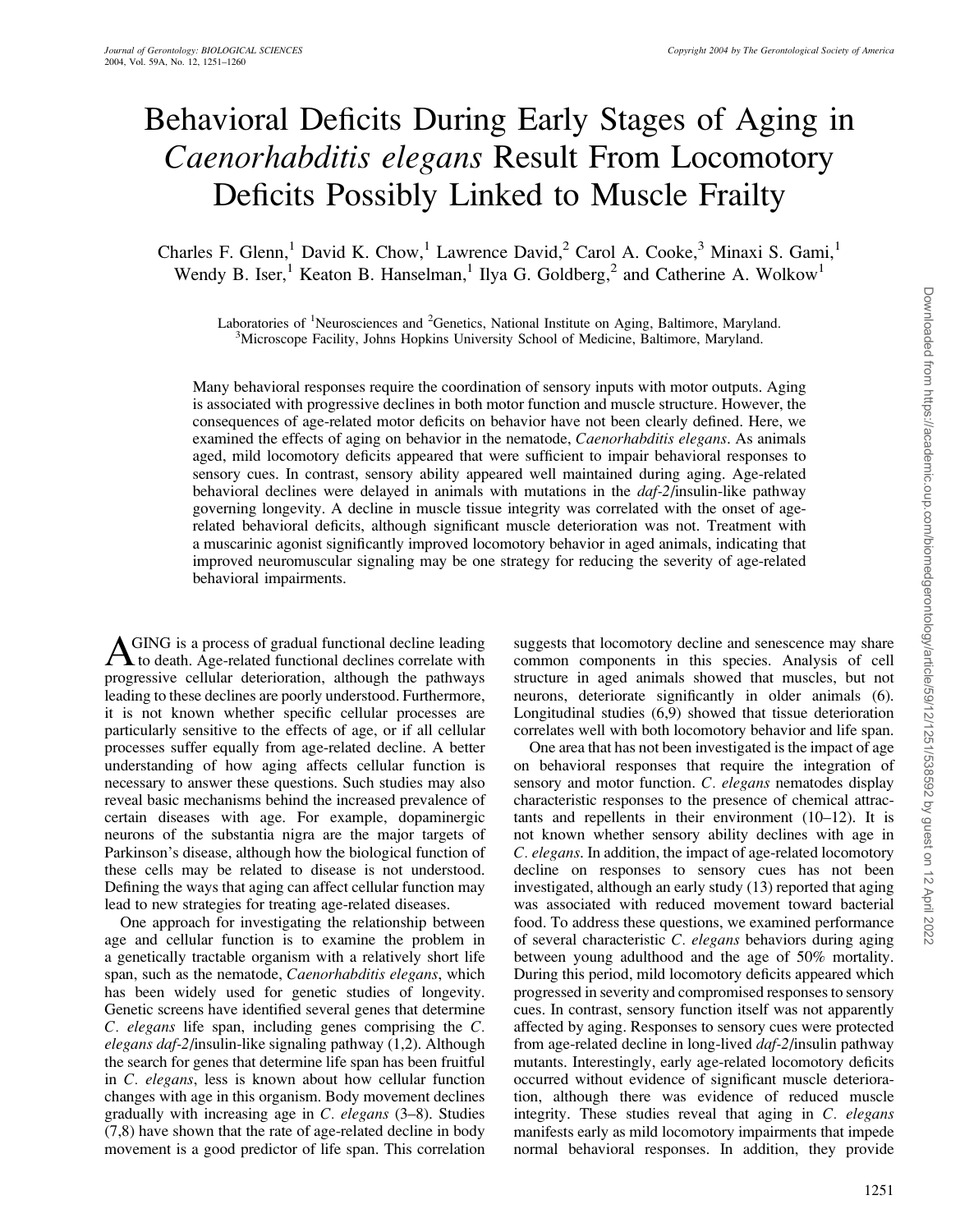# Behavioral Deficits During Early Stages of Aging in *Caenorhabditis elegans* Result From Locomotory Deficits Possibly Linked to Muscle Frailty

Charles F. Glenn,[1] David K. Chow,[1] Lawrence David,[2] Carol A. Cooke,[3] Minaxi S. Gami,[1] Wendy B. Iser,[1] Keaton B. Hanselman,[1] Ilya G. Goldberg,[2] and Catherine A. Wolkow[1]

Laboratories of [1]Neurosciences and [2]Genetics, National Institute on Aging, Baltimore, Maryland.
[3]Microscope Facility, Johns Hopkins University School of Medicine, Baltimore, Maryland.

Many behavioral responses require the coordination of sensory inputs with motor outputs. Aging is associated with progressive declines in both motor function and muscle structure. However, the consequences of age-related motor deficits on behavior have not been clearly defined. Here, we examined the effects of aging on behavior in the nematode, *Caenorhabditis elegans*. As animals aged, mild locomotory deficits appeared that were sufficient to impair behavioral responses to sensory cues. In contrast, sensory ability appeared well maintained during aging. Age-related behavioral declines were delayed in animals with mutations in the *daf-2*/insulin-like pathway governing longevity. A decline in muscle tissue integrity was correlated with the onset of age-related behavioral deficits, although significant muscle deterioration was not. Treatment with a muscarinic agonist significantly improved locomotory behavior in aged animals, indicating that improved neuromuscular signaling may be one strategy for reducing the severity of age-related behavioral impairments.

AGING is a process of gradual functional decline leading to death. Age-related functional declines correlate with progressive cellular deterioration, although the pathways leading to these declines are poorly understood. Furthermore, it is not known whether specific cellular processes are particularly sensitive to the effects of age, or if all cellular processes suffer equally from age-related decline. A better understanding of how aging affects cellular function is necessary to answer these questions. Such studies may also reveal basic mechanisms behind the increased prevalence of certain diseases with age. For example, dopaminergic neurons of the substantia nigra are the major targets of Parkinson's disease, although how the biological function of these cells may be related to disease is not understood. Defining the ways that aging can affect cellular function may lead to new strategies for treating age-related diseases.

One approach for investigating the relationship between age and cellular function is to examine the problem in a genetically tractable organism with a relatively short life span, such as the nematode, *Caenorhabditis elegans*, which has been widely used for genetic studies of longevity. Genetic screens have identified several genes that determine *C. elegans* life span, including genes comprising the *C. elegans daf-2*/insulin-like signaling pathway (1,2). Although the search for genes that determine life span has been fruitful in *C. elegans*, less is known about how cellular function changes with age in this organism. Body movement declines gradually with increasing age in *C. elegans* (3–8). Studies (7,8) have shown that the rate of age-related decline in body movement is a good predictor of life span. This correlation suggests that locomotory decline and senescence may share common components in this species. Analysis of cell structure in aged animals showed that muscles, but not neurons, deteriorate significantly in older animals (6). Longitudinal studies (6,9) showed that tissue deterioration correlates well with both locomotory behavior and life span.

One area that has not been investigated is the impact of age on behavioral responses that require the integration of sensory and motor function. *C. elegans* nematodes display characteristic responses to the presence of chemical attractants and repellents in their environment (10–12). It is not known whether sensory ability declines with age in *C. elegans*. In addition, the impact of age-related locomotory decline on responses to sensory cues has not been investigated, although an early study (13) reported that aging was associated with reduced movement toward bacterial food. To address these questions, we examined performance of several characteristic *C. elegans* behaviors during aging between young adulthood and the age of 50% mortality. During this period, mild locomotory deficits appeared which progressed in severity and compromised responses to sensory cues. In contrast, sensory function itself was not apparently affected by aging. Responses to sensory cues were protected from age-related decline in long-lived *daf-2*/insulin pathway mutants. Interestingly, early age-related locomotory deficits occurred without evidence of significant muscle deterioration, although there was evidence of reduced muscle integrity. These studies reveal that aging in *C. elegans* manifests early as mild locomotory impairments that impede normal behavioral responses. In addition, they provide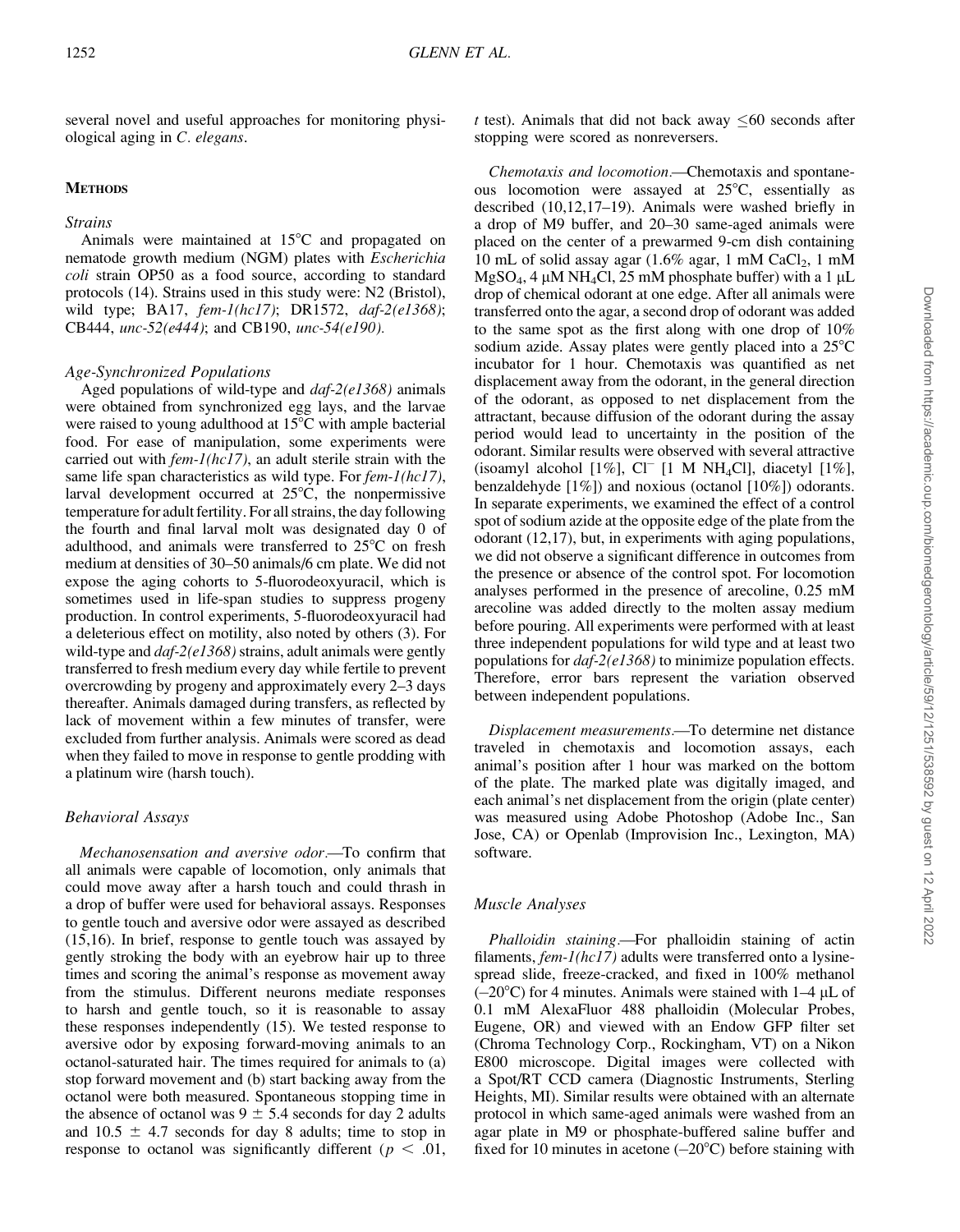several novel and useful approaches for monitoring physiological aging in *C. elegans*.

## Methods

### Strains

Animals were maintained at 15°C and propagated on nematode growth medium (NGM) plates with *Escherichia coli* strain OP50 as a food source, according to standard protocols (14). Strains used in this study were: N2 (Bristol), wild type; BA17, *fem-1(hc17)*; DR1572, *daf-2(e1368)*; CB444, *unc-52(e444)*; and CB190, *unc-54(e190)*.

### Age-Synchronized Populations

Aged populations of wild-type and *daf-2(e1368)* animals were obtained from synchronized egg lays, and the larvae were raised to young adulthood at 15°C with ample bacterial food. For ease of manipulation, some experiments were carried out with *fem-1(hc17)*, an adult sterile strain with the same life span characteristics as wild type. For *fem-1(hc17)*, larval development occurred at 25°C, the nonpermissive temperature for adult fertility. For all strains, the day following the fourth and final larval molt was designated day 0 of adulthood, and animals were transferred to 25°C on fresh medium at densities of 30–50 animals/6 cm plate. We did not expose the aging cohorts to 5-fluorodeoxyuracil, which is sometimes used in life-span studies to suppress progeny production. In control experiments, 5-fluorodeoxyuracil had a deleterious effect on motility, also noted by others (3). For wild-type and *daf-2(e1368)* strains, adult animals were gently transferred to fresh medium every day while fertile to prevent overcrowding by progeny and approximately every 2–3 days thereafter. Animals damaged during transfers, as reflected by lack of movement within a few minutes of transfer, were excluded from further analysis. Animals were scored as dead when they failed to move in response to gentle prodding with a platinum wire (harsh touch).

### Behavioral Assays

*Mechanosensation and aversive odor.*—To confirm that all animals were capable of locomotion, only animals that could move away after a harsh touch and could thrash in a drop of buffer were used for behavioral assays. Responses to gentle touch and aversive odor were assayed as described (15,16). In brief, response to gentle touch was assayed by gently stroking the body with an eyebrow hair up to three times and scoring the animal's response as movement away from the stimulus. Different neurons mediate responses to harsh and gentle touch, so it is reasonable to assay these responses independently (15). We tested response to aversive odor by exposing forward-moving animals to an octanol-saturated hair. The times required for animals to (a) stop forward movement and (b) start backing away from the octanol were both measured. Spontaneous stopping time in the absence of octanol was $9 \pm 5.4$ seconds for day 2 adults and $10.5 \pm 4.7$ seconds for day 8 adults; time to stop in response to octanol was significantly different ($p < .01$, *t* test). Animals that did not back away $\leq 60$ seconds after stopping were scored as nonreversers.

*Chemotaxis and locomotion.*—Chemotaxis and spontaneous locomotion were assayed at 25°C, essentially as described (10,12,17–19). Animals were washed briefly in a drop of M9 buffer, and 20–30 same-aged animals were placed on the center of a prewarmed 9-cm dish containing 10 mL of solid assay agar (1.6% agar, 1 mM $CaCl_2$, 1 mM $MgSO_4$, 4 μM $NH_4Cl$, 25 mM phosphate buffer) with a 1 μL drop of chemical odorant at one edge. After all animals were transferred onto the agar, a second drop of odorant was added to the same spot as the first along with one drop of 10% sodium azide. Assay plates were gently placed into a 25°C incubator for 1 hour. Chemotaxis was quantified as net displacement away from the odorant, in the general direction of the odorant, as opposed to net displacement from the attractant, because diffusion of the odorant during the assay period would lead to uncertainty in the position of the odorant. Similar results were observed with several attractive (isoamyl alcohol [1%], $Cl^-$ [1 M $NH_4Cl$], diacetyl [1%], benzaldehyde [1%]) and noxious (octanol [10%]) odorants. In separate experiments, we examined the effect of a control spot of sodium azide at the opposite edge of the plate from the odorant (12,17), but, in experiments with aging populations, we did not observe a significant difference in outcomes from the presence or absence of the control spot. For locomotion analyses performed in the presence of arecoline, 0.25 mM arecoline was added directly to the molten assay medium before pouring. All experiments were performed with at least three independent populations for wild type and at least two populations for *daf-2(e1368)* to minimize population effects. Therefore, error bars represent the variation observed between independent populations.

*Displacement measurements.*—To determine net distance traveled in chemotaxis and locomotion assays, each animal's position after 1 hour was marked on the bottom of the plate. The marked plate was digitally imaged, and each animal's net displacement from the origin (plate center) was measured using Adobe Photoshop (Adobe Inc., San Jose, CA) or Openlab (Improvision Inc., Lexington, MA) software.

### Muscle Analyses

*Phalloidin staining.*—For phalloidin staining of actin filaments, *fem-1(hc17)* adults were transferred onto a lysine-spread slide, freeze-cracked, and fixed in 100% methanol (–20°C) for 4 minutes. Animals were stained with 1–4 μL of 0.1 mM AlexaFluor 488 phalloidin (Molecular Probes, Eugene, OR) and viewed with an Endow GFP filter set (Chroma Technology Corp., Rockingham, VT) on a Nikon E800 microscope. Digital images were collected with a Spot/RT CCD camera (Diagnostic Instruments, Sterling Heights, MI). Similar results were obtained with an alternate protocol in which same-aged animals were washed from an agar plate in M9 or phosphate-buffered saline buffer and fixed for 10 minutes in acetone (–20°C) before staining with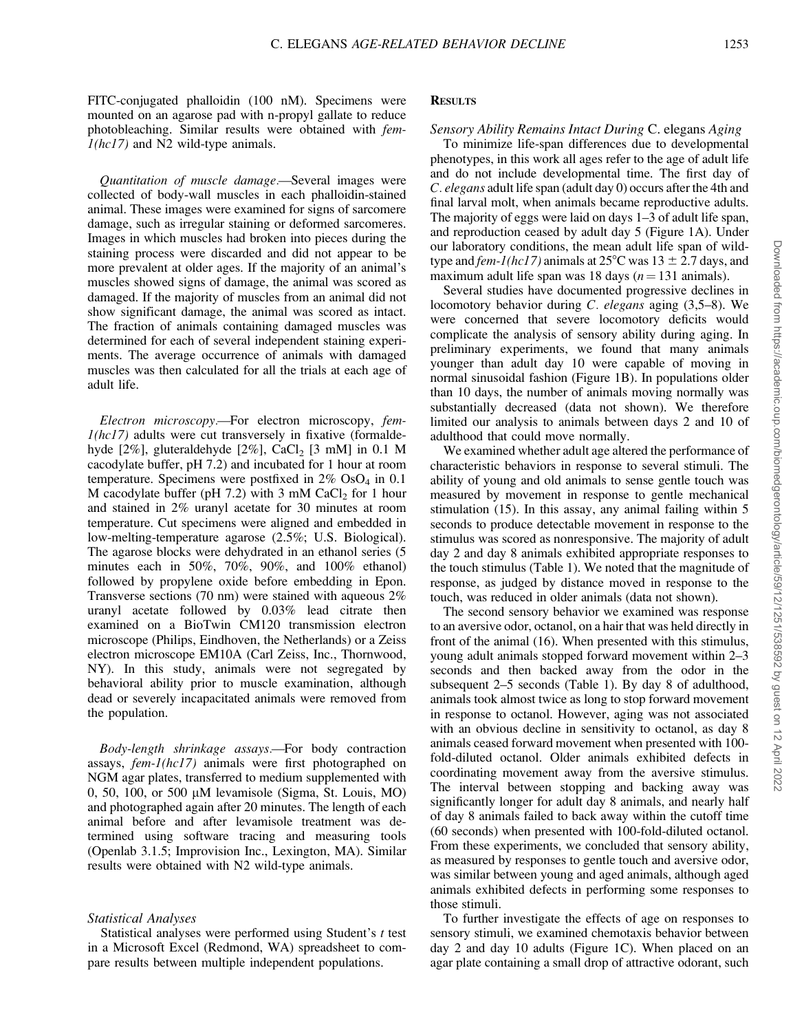FITC-conjugated phalloidin (100 nM). Specimens were mounted on an agarose pad with n-propyl gallate to reduce photobleaching. Similar results were obtained with *fem-1(hc17)* and N2 wild-type animals.

*Quantitation of muscle damage.*—Several images were collected of body-wall muscles in each phalloidin-stained animal. These images were examined for signs of sarcomere damage, such as irregular staining or deformed sarcomeres. Images in which muscles had broken into pieces during the staining process were discarded and did not appear to be more prevalent at older ages. If the majority of an animal's muscles showed signs of damage, the animal was scored as damaged. If the majority of muscles from an animal did not show significant damage, the animal was scored as intact. The fraction of animals containing damaged muscles was determined for each of several independent staining experiments. The average occurrence of animals with damaged muscles was then calculated for all the trials at each age of adult life.

*Electron microscopy.*—For electron microscopy, *fem-1(hc17)* adults were cut transversely in fixative (formaldehyde [2%], gluteraldehyde [2%], $CaCl_2$ [3 mM] in 0.1 M cacodylate buffer, pH 7.2) and incubated for 1 hour at room temperature. Specimens were postfixed in 2% $OsO_4$ in 0.1 M cacodylate buffer (pH 7.2) with 3 mM $CaCl_2$ for 1 hour and stained in 2% uranyl acetate for 30 minutes at room temperature. Cut specimens were aligned and embedded in low-melting-temperature agarose (2.5%; U.S. Biological). The agarose blocks were dehydrated in an ethanol series (5 minutes each in 50%, 70%, 90%, and 100% ethanol) followed by propylene oxide before embedding in Epon. Transverse sections (70 nm) were stained with aqueous 2% uranyl acetate followed by 0.03% lead citrate then examined on a BioTwin CM120 transmission electron microscope (Philips, Eindhoven, the Netherlands) or a Zeiss electron microscope EM10A (Carl Zeiss, Inc., Thornwood, NY). In this study, animals were not segregated by behavioral ability prior to muscle examination, although dead or severely incapacitated animals were removed from the population.

*Body-length shrinkage assays.*—For body contraction assays, *fem-1(hc17)* animals were first photographed on NGM agar plates, transferred to medium supplemented with 0, 50, 100, or 500 μM levamisole (Sigma, St. Louis, MO) and photographed again after 20 minutes. The length of each animal before and after levamisole treatment was determined using software tracing and measuring tools (Openlab 3.1.5; Improvision Inc., Lexington, MA). Similar results were obtained with N2 wild-type animals.

### Statistical Analyses

Statistical analyses were performed using Student's *t* test in a Microsoft Excel (Redmond, WA) spreadsheet to compare results between multiple independent populations.

## Results

### Sensory Ability Remains Intact During *C. elegans* Aging

To minimize life-span differences due to developmental phenotypes, in this work all ages refer to the age of adult life and do not include developmental time. The first day of *C. elegans* adult life span (adult day 0) occurs after the 4th and final larval molt, when animals became reproductive adults. The majority of eggs were laid on days 1–3 of adult life span, and reproduction ceased by adult day 5 (Figure 1A). Under our laboratory conditions, the mean adult life span of wild-type and *fem-1(hc17)* animals at 25°C was 13 ± 2.7 days, and maximum adult life span was 18 days ($n = 131$ animals).

Several studies have documented progressive declines in locomotory behavior during *C. elegans* aging (3,5–8). We were concerned that severe locomotory deficits would complicate the analysis of sensory ability during aging. In preliminary experiments, we found that many animals younger than adult day 10 were capable of moving in normal sinusoidal fashion (Figure 1B). In populations older than 10 days, the number of animals moving normally was substantially decreased (data not shown). We therefore limited our analysis to animals between days 2 and 10 of adulthood that could move normally.

We examined whether adult age altered the performance of characteristic behaviors in response to several stimuli. The ability of young and old animals to sense gentle touch was measured by movement in response to gentle mechanical stimulation (15). In this assay, any animal failing within 5 seconds to produce detectable movement in response to the stimulus was scored as nonresponsive. The majority of adult day 2 and day 8 animals exhibited appropriate responses to the touch stimulus (Table 1). We noted that the magnitude of response, as judged by distance moved in response to the touch, was reduced in older animals (data not shown).

The second sensory behavior we examined was response to an aversive odor, octanol, on a hair that was held directly in front of the animal (16). When presented with this stimulus, young adult animals stopped forward movement within 2–3 seconds and then backed away from the odor in the subsequent 2–5 seconds (Table 1). By day 8 of adulthood, animals took almost twice as long to stop forward movement in response to octanol. However, aging was not associated with an obvious decline in sensitivity to octanol, as day 8 animals ceased forward movement when presented with 100-fold-diluted octanol. Older animals exhibited defects in coordinating movement away from the aversive stimulus. The interval between stopping and backing away was significantly longer for adult day 8 animals, and nearly half of day 8 animals failed to back away within the cutoff time (60 seconds) when presented with 100-fold-diluted octanol. From these experiments, we concluded that sensory ability, as measured by responses to gentle touch and aversive odor, was similar between young and aged animals, although aged animals exhibited defects in performing some responses to those stimuli.

To further investigate the effects of age on responses to sensory stimuli, we examined chemotaxis behavior between day 2 and day 10 adults (Figure 1C). When placed on an agar plate containing a small drop of attractive odorant, such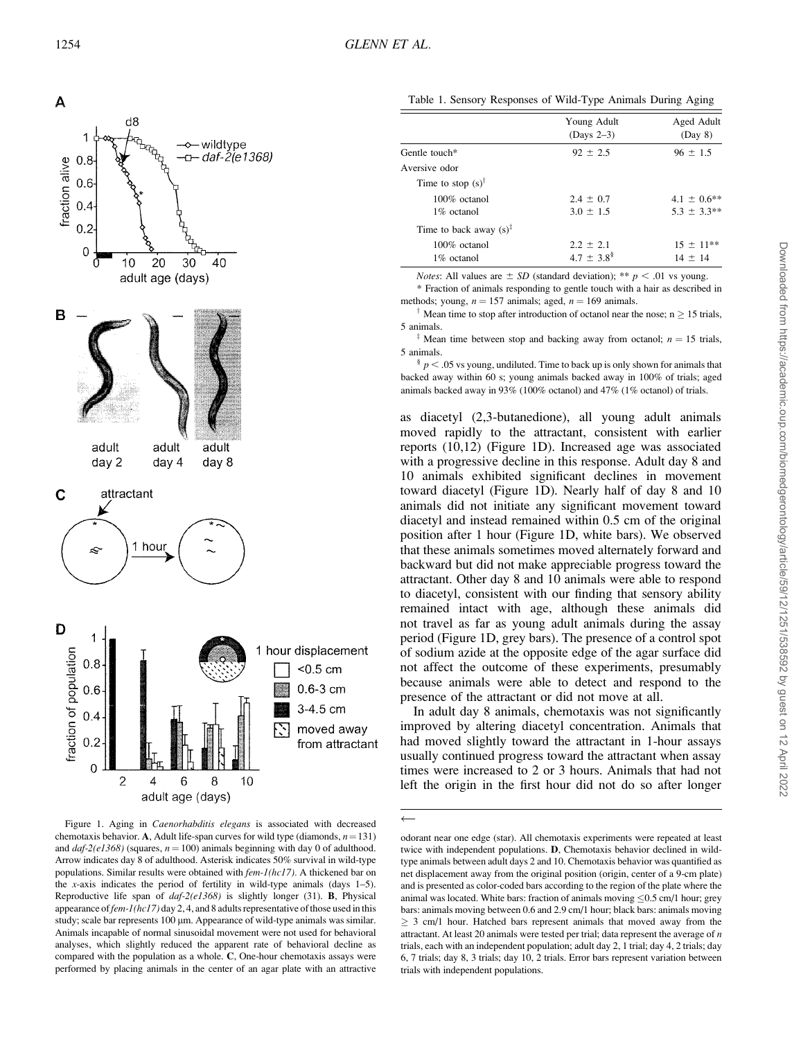Table 1. Sensory Responses of Wild-Type Animals During Aging

| | Young Adult (Days 2–3) | Aged Adult (Day 8) |
|---|---|---|
| Gentle touch* | 92 ± 2.5 | 96 ± 1.5 |
| Aversive odor | | |
| Time to stop (s)[†] | | |
| 100% octanol | 2.4 ± 0.7 | 4.1 ± 0.6** |
| 1% octanol | 3.0 ± 1.5 | 5.3 ± 3.3** |
| Time to back away (s)[‡] | | |
| 100% octanol | 2.2 ± 2.1 | 15 ± 11** |
| 1% octanol | 4.7 ± 3.8[§] | 14 ± 14 |

*Notes*: All values are ± *SD* (standard deviation); ** $p < .01$ vs young.

* Fraction of animals responding to gentle touch with a hair as described in methods; young, $n = 157$ animals; aged, $n = 169$ animals.

[†] Mean time to stop after introduction of octanol near the nose; $n \geq 15$ trials, 5 animals.

[‡] Mean time between stop and backing away from octanol; $n = 15$ trials, 5 animals.

[§] $p < .05$ vs young, undiluted. Time to back up is only shown for animals that backed away within 60 s; young animals backed away in 100% of trials; aged animals backed away in 93% (100% octanol) and 47% (1% octanol) of trials.

Figure 1. Aging in *Caenorhabditis elegans* is associated with decreased chemotaxis behavior. **A**, Adult life-span curves for wild type (diamonds, $n = 131$) and *daf-2(e1368)* (squares, $n = 100$) animals beginning with day 0 of adulthood. Arrow indicates day 8 of adulthood. Asterisk indicates 50% survival in wild-type populations. Similar results were obtained with *fem-1(hc17)*. A thickened bar on the *x*-axis indicates the period of fertility in wild-type animals (days 1–5). Reproductive life span of *daf-2(e1368)* is slightly longer (31). **B**, Physical appearance of *fem-1(hc17)* day 2, 4, and 8 adults representative of those used in this study; scale bar represents 100 μm. Appearance of wild-type animals was similar. Animals incapable of normal sinusoidal movement were not used for behavioral analyses, which slightly reduced the apparent rate of behavioral decline as compared with the population as a whole. **C**, One-hour chemotaxis assays were performed by placing animals in the center of an agar plate with an attractive odorant near one edge (star). All chemotaxis experiments were repeated at least twice with independent populations. **D**, Chemotaxis behavior declined in wild-type animals between adult days 2 and 10. Chemotaxis behavior was quantified as net displacement away from the original position (origin, center of a 9-cm plate) and is presented as color-coded bars according to the region of the plate where the animal was located. White bars: fraction of animals moving ≤0.5 cm/1 hour; grey bars: animals moving between 0.6 and 2.9 cm/1 hour; black bars: animals moving ≥ 3 cm/1 hour. Hatched bars represent animals that moved away from the attractant. At least 20 animals were tested per trial; data represent the average of *n* trials, each with an independent population; adult day 2, 1 trial; day 4, 2 trials; day 6, 7 trials; day 8, 3 trials; day 10, 2 trials. Error bars represent variation between trials with independent populations.

as diacetyl (2,3-butanedione), all young adult animals moved rapidly to the attractant, consistent with earlier reports (10,12) (Figure 1D). Increased age was associated with a progressive decline in this response. Adult day 8 and 10 animals exhibited significant declines in movement toward diacetyl (Figure 1D). Nearly half of day 8 and 10 animals did not initiate any significant movement toward diacetyl and instead remained within 0.5 cm of the original position after 1 hour (Figure 1D, white bars). We observed that these animals sometimes moved alternately forward and backward but did not make appreciable progress toward the attractant. Other day 8 and 10 animals were able to respond to diacetyl, consistent with our finding that sensory ability remained intact with age, although these animals did not travel as far as young adult animals during the assay period (Figure 1D, grey bars). The presence of a control spot of sodium azide at the opposite edge of the agar surface did not affect the outcome of these experiments, presumably because animals were able to detect and respond to the presence of the attractant or did not move at all.

In adult day 8 animals, chemotaxis was not significantly improved by altering diacetyl concentration. Animals that had moved slightly toward the attractant in 1-hour assays usually continued progress toward the attractant when assay times were increased to 2 or 3 hours. Animals that had not left the origin in the first hour did not do so after longer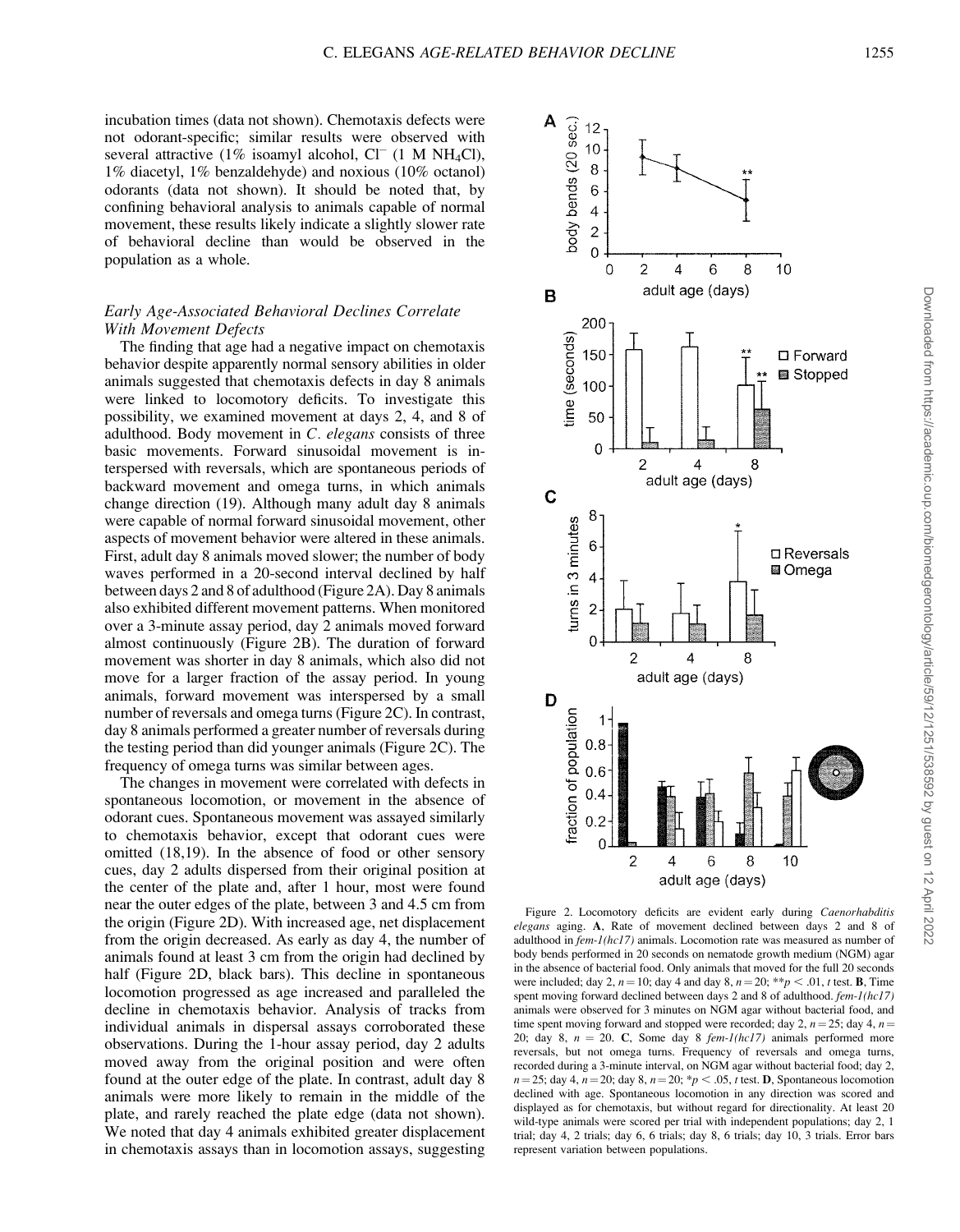incubation times (data not shown). Chemotaxis defects were not odorant-specific; similar results were observed with several attractive (1% isoamyl alcohol, $Cl^-$ (1 M $NH_4Cl$), 1% diacetyl, 1% benzaldehyde) and noxious (10% octanol) odorants (data not shown). It should be noted that, by confining behavioral analysis to animals capable of normal movement, these results likely indicate a slightly slower rate of behavioral decline than would be observed in the population as a whole.

### *Early Age-Associated Behavioral Declines Correlate With Movement Defects*

The finding that age had a negative impact on chemotaxis behavior despite apparently normal sensory abilities in older animals suggested that chemotaxis defects in day 8 animals were linked to locomotory deficits. To investigate this possibility, we examined movement at days 2, 4, and 8 of adulthood. Body movement in *C. elegans* consists of three basic movements. Forward sinusoidal movement is interspersed with reversals, which are spontaneous periods of backward movement and omega turns, in which animals change direction (19). Although many adult day 8 animals were capable of normal forward sinusoidal movement, other aspects of movement behavior were altered in these animals. First, adult day 8 animals moved slower; the number of body waves performed in a 20-second interval declined by half between days 2 and 8 of adulthood (Figure 2A). Day 8 animals also exhibited different movement patterns. When monitored over a 3-minute assay period, day 2 animals moved forward almost continuously (Figure 2B). The duration of forward movement was shorter in day 8 animals, which also did not move for a larger fraction of the assay period. In young animals, forward movement was interspersed by a small number of reversals and omega turns (Figure 2C). In contrast, day 8 animals performed a greater number of reversals during the testing period than did younger animals (Figure 2C). The frequency of omega turns was similar between ages.

The changes in movement were correlated with defects in spontaneous locomotion, or movement in the absence of odorant cues. Spontaneous movement was assayed similarly to chemotaxis behavior, except that odorant cues were omitted (18,19). In the absence of food or other sensory cues, day 2 adults dispersed from their original position at the center of the plate and, after 1 hour, most were found near the outer edges of the plate, between 3 and 4.5 cm from the origin (Figure 2D). With increased age, net displacement from the origin decreased. As early as day 4, the number of animals found at least 3 cm from the origin had declined by half (Figure 2D, black bars). This decline in spontaneous locomotion progressed as age increased and paralleled the decline in chemotaxis behavior. Analysis of tracks from individual animals in dispersal assays corroborated these observations. During the 1-hour assay period, day 2 adults moved away from the original position and were often found at the outer edge of the plate. In contrast, adult day 8 animals were more likely to remain in the middle of the plate, and rarely reached the plate edge (data not shown). We noted that day 4 animals exhibited greater displacement in chemotaxis assays than in locomotion assays, suggesting

Figure 2. Locomotory deficits are evident early during *Caenorhabditis elegans* aging. **A**, Rate of movement declined between days 2 and 8 of adulthood in *fem-1(hc17)* animals. Locomotion rate was measured as number of body bends performed in 20 seconds on nematode growth medium (NGM) agar in the absence of bacterial food. Only animals that moved for the full 20 seconds were included; day 2, $n = 10$; day 4 and day 8, $n = 20$; $^{**}p < .01$, *t* test. **B**, Time spent moving forward declined between days 2 and 8 of adulthood. *fem-1(hc17)* animals were observed for 3 minutes on NGM agar without bacterial food, and time spent moving forward and stopped were recorded; day 2, $n = 25$; day 4, $n = 20$; day 8, $n = 20$. **C**, Some day 8 *fem-1(hc17)* animals performed more reversals, but not omega turns. Frequency of reversals and omega turns, recorded during a 3-minute interval, on NGM agar without bacterial food; day 2, $n = 25$; day 4, $n = 20$; day 8, $n = 20$; $^{*}p < .05$, *t* test. **D**, Spontaneous locomotion declined with age. Spontaneous locomotion in any direction was scored and displayed as for chemotaxis, but without regard for directionality. At least 20 wild-type animals were scored per trial with independent populations; day 2, 1 trial; day 4, 2 trials; day 6, 6 trials; day 8, 6 trials; day 10, 3 trials. Error bars represent variation between populations.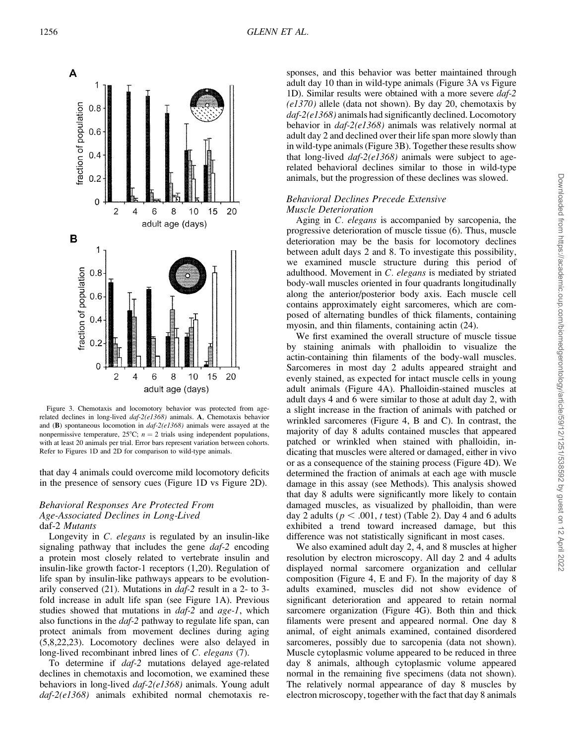Figure 3. Chemotaxis and locomotory behavior was protected from age-related declines in long-lived *daf-2(e1368)* animals. **A**, Chemotaxis behavior and (**B**) spontaneous locomotion in *daf-2(e1368)* animals were assayed at the nonpermissive temperature, 25°C; $n = 2$ trials using independent populations, with at least 20 animals per trial. Error bars represent variation between cohorts. Refer to Figures 1D and 2D for comparison to wild-type animals.

that day 4 animals could overcome mild locomotory deficits in the presence of sensory cues (Figure 1D vs Figure 2D).

### Behavioral Responses Are Protected From Age-Associated Declines in Long-Lived daf-2 Mutants

Longevity in *C. elegans* is regulated by an insulin-like signaling pathway that includes the gene *daf-2* encoding a protein most closely related to vertebrate insulin and insulin-like growth factor-1 receptors (1,20). Regulation of life span by insulin-like pathways appears to be evolutionarily conserved (21). Mutations in *daf-2* result in a 2- to 3-fold increase in adult life span (see Figure 1A). Previous studies showed that mutations in *daf-2* and *age-1*, which also functions in the *daf-2* pathway to regulate life span, can protect animals from movement declines during aging (5,8,22,23). Locomotory declines were also delayed in long-lived recombinant inbred lines of *C. elegans* (7).

To determine if *daf-2* mutations delayed age-related declines in chemotaxis and locomotion, we examined these behaviors in long-lived *daf-2(e1368)* animals. Young adult *daf-2(e1368)* animals exhibited normal chemotaxis responses, and this behavior was better maintained through adult day 10 than in wild-type animals (Figure 3A vs Figure 1D). Similar results were obtained with a more severe *daf-2 (e1370)* allele (data not shown). By day 20, chemotaxis by *daf-2(e1368)* animals had significantly declined. Locomotory behavior in *daf-2(e1368)* animals was relatively normal at adult day 2 and declined over their life span more slowly than in wild-type animals (Figure 3B). Together these results show that long-lived *daf-2(e1368)* animals were subject to age-related behavioral declines similar to those in wild-type animals, but the progression of these declines was slowed.

### Behavioral Declines Precede Extensive Muscle Deterioration

Aging in *C. elegans* is accompanied by sarcopenia, the progressive deterioration of muscle tissue (6). Thus, muscle deterioration may be the basis for locomotory declines between adult days 2 and 8. To investigate this possibility, we examined muscle structure during this period of adulthood. Movement in *C. elegans* is mediated by striated body-wall muscles oriented in four quadrants longitudinally along the anterior/posterior body axis. Each muscle cell contains approximately eight sarcomeres, which are composed of alternating bundles of thick filaments, containing myosin, and thin filaments, containing actin (24).

We first examined the overall structure of muscle tissue by staining animals with phalloidin to visualize the actin-containing thin filaments of the body-wall muscles. Sarcomeres in most day 2 adults appeared straight and evenly stained, as expected for intact muscle cells in young adult animals (Figure 4A). Phalloidin-stained muscles at adult days 4 and 6 were similar to those at adult day 2, with a slight increase in the fraction of animals with patched or wrinkled sarcomeres (Figure 4, B and C). In contrast, the majority of day 8 adults contained muscles that appeared patched or wrinkled when stained with phalloidin, indicating that muscles were altered or damaged, either in vivo or as a consequence of the staining process (Figure 4D). We determined the fraction of animals at each age with muscle damage in this assay (see Methods). This analysis showed that day 8 adults were significantly more likely to contain damaged muscles, as visualized by phalloidin, than were day 2 adults ($p < .001$, *t* test) (Table 2). Day 4 and 6 adults exhibited a trend toward increased damage, but this difference was not statistically significant in most cases.

We also examined adult day 2, 4, and 8 muscles at higher resolution by electron microscopy. All day 2 and 4 adults displayed normal sarcomere organization and cellular composition (Figure 4, E and F). In the majority of day 8 adults examined, muscles did not show evidence of significant deterioration and appeared to retain normal sarcomere organization (Figure 4G). Both thin and thick filaments were present and appeared normal. One day 8 animal, of eight animals examined, contained disordered sarcomeres, possibly due to sarcopenia (data not shown). Muscle cytoplasmic volume appeared to be reduced in three day 8 animals, although cytoplasmic volume appeared normal in the remaining five specimens (data not shown). The relatively normal appearance of day 8 muscles by electron microscopy, together with the fact that day 8 animals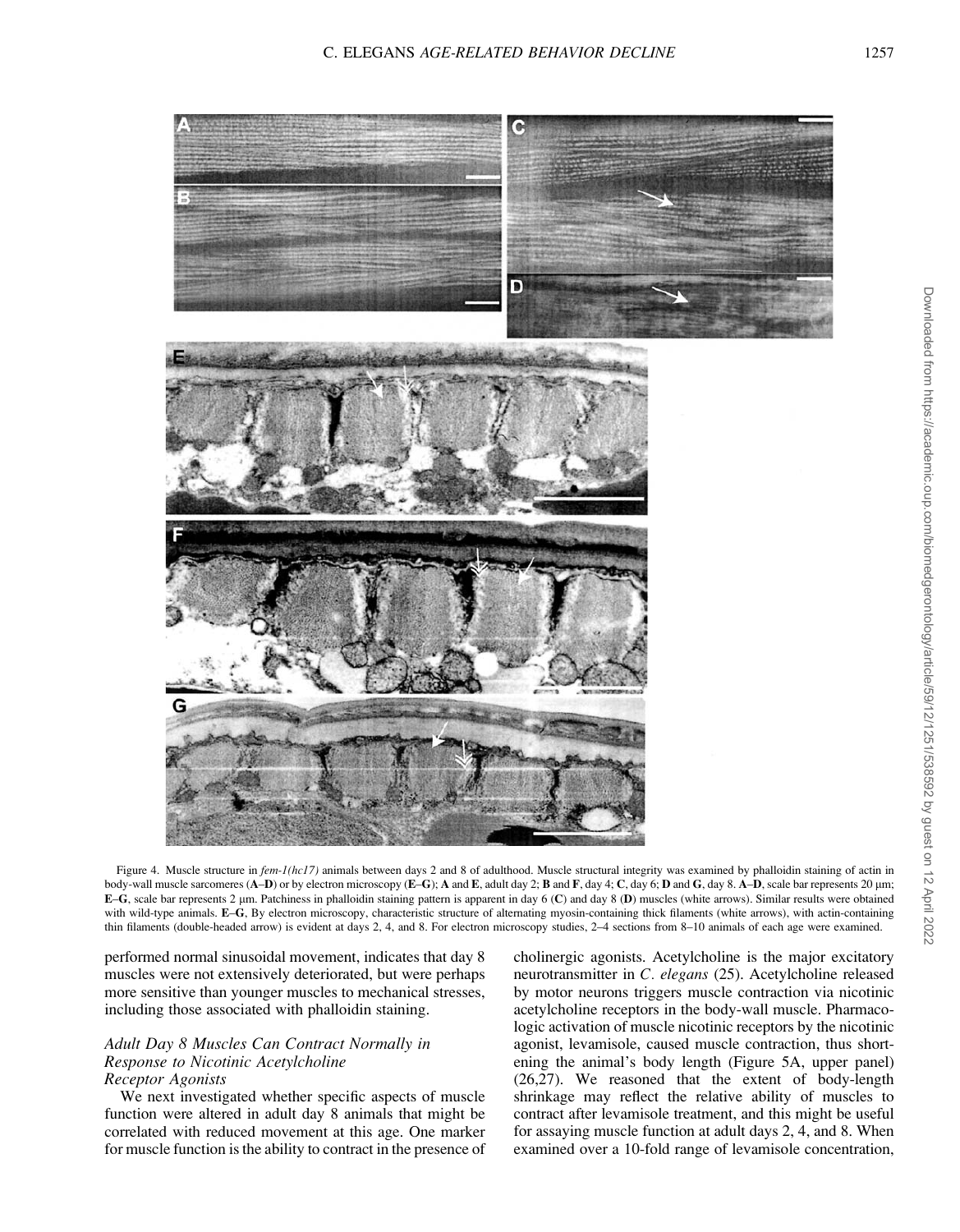Figure 4. Muscle structure in *fem-1(hc17)* animals between days 2 and 8 of adulthood. Muscle structural integrity was examined by phalloidin staining of actin in body-wall muscle sarcomeres (**A–D**) or by electron microscopy (**E–G**); **A** and **E**, adult day 2; **B** and **F**, day 4; **C**, day 6; **D** and **G**, day 8. **A–D**, scale bar represents 20 μm; **E–G**, scale bar represents 2 μm. Patchiness in phalloidin staining pattern is apparent in day 6 (**C**) and day 8 (**D**) muscles (white arrows). Similar results were obtained with wild-type animals. **E–G**, By electron microscopy, characteristic structure of alternating myosin-containing thick filaments (white arrows), with actin-containing thin filaments (double-headed arrow) is evident at days 2, 4, and 8. For electron microscopy studies, 2–4 sections from 8–10 animals of each age were examined.

performed normal sinusoidal movement, indicates that day 8 muscles were not extensively deteriorated, but were perhaps more sensitive than younger muscles to mechanical stresses, including those associated with phalloidin staining.

### *Adult Day 8 Muscles Can Contract Normally in Response to Nicotinic Acetylcholine Receptor Agonists*

We next investigated whether specific aspects of muscle function were altered in adult day 8 animals that might be correlated with reduced movement at this age. One marker for muscle function is the ability to contract in the presence of cholinergic agonists. Acetylcholine is the major excitatory neurotransmitter in *C. elegans* (25). Acetylcholine released by motor neurons triggers muscle contraction via nicotinic acetylcholine receptors in the body-wall muscle. Pharmacologic activation of muscle nicotinic receptors by the nicotinic agonist, levamisole, caused muscle contraction, thus shortening the animal's body length (Figure 5A, upper panel) (26,27). We reasoned that the extent of body-length shrinkage may reflect the relative ability of muscles to contract after levamisole treatment, and this might be useful for assaying muscle function at adult days 2, 4, and 8. When examined over a 10-fold range of levamisole concentration,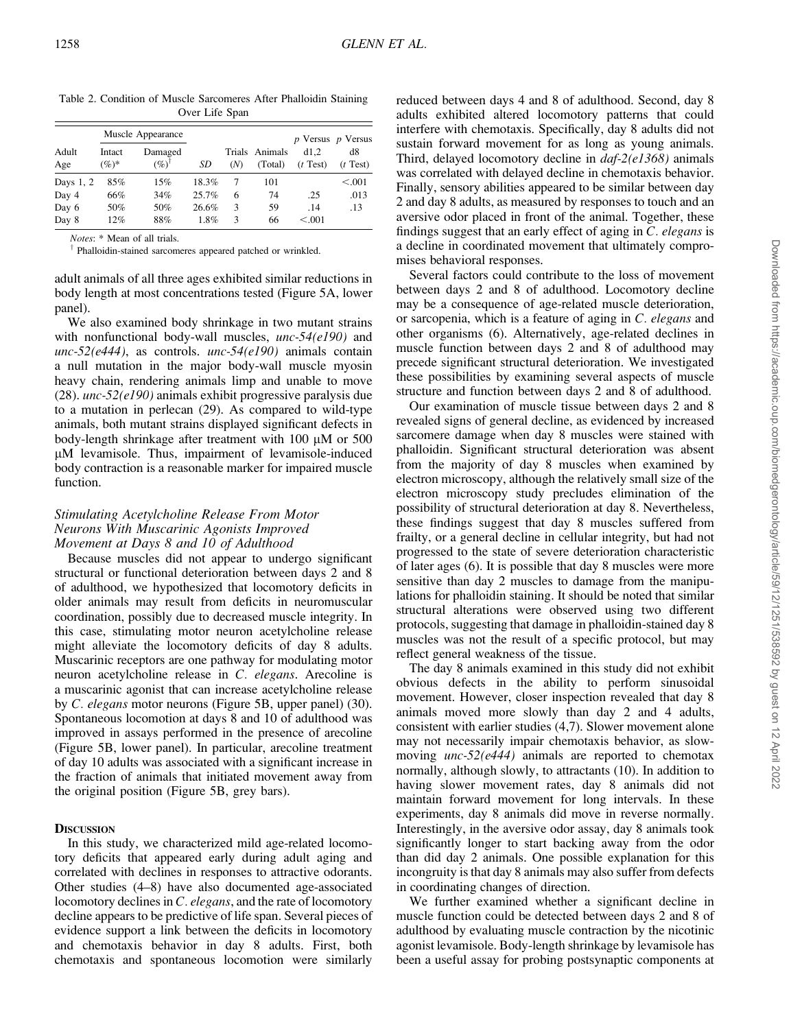Table 2. Condition of Muscle Sarcomeres After Phalloidin Staining Over Life Span

| Adult Age | Muscle Appearance | | SD | Trials (N) | Animals (Total) | p Versus d1,2 (t Test) | p Versus d8 (t Test) |
|---|---|---|---|---|---|---|---|
| | Intact (%)* | Damaged (%)† | | | | | |
| Days 1, 2 | 85% | 15% | 18.3% | 7 | 101 | | <.001 |
| Day 4 | 66% | 34% | 25.7% | 6 | 74 | .25 | .013 |
| Day 6 | 50% | 50% | 26.6% | 3 | 59 | .14 | .13 |
| Day 8 | 12% | 88% | 1.8% | 3 | 66 | <.001 | |

*Notes*: * Mean of all trials.

† Phalloidin-stained sarcomeres appeared patched or wrinkled.

adult animals of all three ages exhibited similar reductions in body length at most concentrations tested (Figure 5A, lower panel).

We also examined body shrinkage in two mutant strains with nonfunctional body-wall muscles, *unc-54(e190)* and *unc-52(e444)*, as controls. *unc-54(e190)* animals contain a null mutation in the major body-wall muscle myosin heavy chain, rendering animals limp and unable to move (28). *unc-52(e190)* animals exhibit progressive paralysis due to a mutation in perlecan (29). As compared to wild-type animals, both mutant strains displayed significant defects in body-length shrinkage after treatment with 100 μM or 500 μM levamisole. Thus, impairment of levamisole-induced body contraction is a reasonable marker for impaired muscle function.

### Stimulating Acetylcholine Release From Motor Neurons With Muscarinic Agonists Improved Movement at Days 8 and 10 of Adulthood

Because muscles did not appear to undergo significant structural or functional deterioration between days 2 and 8 of adulthood, we hypothesized that locomotory deficits in older animals may result from deficits in neuromuscular coordination, possibly due to decreased muscle integrity. In this case, stimulating motor neuron acetylcholine release might alleviate the locomotory deficits of day 8 adults. Muscarinic receptors are one pathway for modulating motor neuron acetylcholine release in *C. elegans*. Arecoline is a muscarinic agonist that can increase acetylcholine release by *C. elegans* motor neurons (Figure 5B, upper panel) (30). Spontaneous locomotion at days 8 and 10 of adulthood was improved in assays performed in the presence of arecoline (Figure 5B, lower panel). In particular, arecoline treatment of day 10 adults was associated with a significant increase in the fraction of animals that initiated movement away from the original position (Figure 5B, grey bars).

## Discussion

In this study, we characterized mild age-related locomotory deficits that appeared early during adult aging and correlated with declines in responses to attractive odorants. Other studies (4–8) have also documented age-associated locomotory declines in *C. elegans*, and the rate of locomotory decline appears to be predictive of life span. Several pieces of evidence support a link between the deficits in locomotory and chemotaxis behavior in day 8 adults. First, both chemotaxis and spontaneous locomotion were similarly reduced between days 4 and 8 of adulthood. Second, day 8 adults exhibited altered locomotory patterns that could interfere with chemotaxis. Specifically, day 8 adults did not sustain forward movement for as long as young animals. Third, delayed locomotory decline in *daf-2(e1368)* animals was correlated with delayed decline in chemotaxis behavior. Finally, sensory abilities appeared to be similar between day 2 and day 8 adults, as measured by responses to touch and an aversive odor placed in front of the animal. Together, these findings suggest that an early effect of aging in *C. elegans* is a decline in coordinated movement that ultimately compromises behavioral responses.

Several factors could contribute to the loss of movement between days 2 and 8 of adulthood. Locomotory decline may be a consequence of age-related muscle deterioration, or sarcopenia, which is a feature of aging in *C. elegans* and other organisms (6). Alternatively, age-related declines in muscle function between days 2 and 8 of adulthood may precede significant structural deterioration. We investigated these possibilities by examining several aspects of muscle structure and function between days 2 and 8 of adulthood.

Our examination of muscle tissue between days 2 and 8 revealed signs of general decline, as evidenced by increased sarcomere damage when day 8 muscles were stained with phalloidin. Significant structural deterioration was absent from the majority of day 8 muscles when examined by electron microscopy, although the relatively small size of the electron microscopy study precludes elimination of the possibility of structural deterioration at day 8. Nevertheless, these findings suggest that day 8 muscles suffered from frailty, or a general decline in cellular integrity, but had not progressed to the state of severe deterioration characteristic of later ages (6). It is possible that day 8 muscles were more sensitive than day 2 muscles to damage from the manipulations for phalloidin staining. It should be noted that similar structural alterations were observed using two different protocols, suggesting that damage in phalloidin-stained day 8 muscles was not the result of a specific protocol, but may reflect general weakness of the tissue.

The day 8 animals examined in this study did not exhibit obvious defects in the ability to perform sinusoidal movement. However, closer inspection revealed that day 8 animals moved more slowly than day 2 and 4 adults, consistent with earlier studies (4,7). Slower movement alone may not necessarily impair chemotaxis behavior, as slow-moving *unc-52(e444)* animals are reported to chemotax normally, although slowly, to attractants (10). In addition to having slower movement rates, day 8 animals did not maintain forward movement for long intervals. In these experiments, day 8 animals did move in reverse normally. Interestingly, in the aversive odor assay, day 8 animals took significantly longer to start backing away from the odor than did day 2 animals. One possible explanation for this incongruity is that day 8 animals may also suffer from defects in coordinating changes of direction.

We further examined whether a significant decline in muscle function could be detected between days 2 and 8 of adulthood by evaluating muscle contraction by the nicotinic agonist levamisole. Body-length shrinkage by levamisole has been a useful assay for probing postsynaptic components at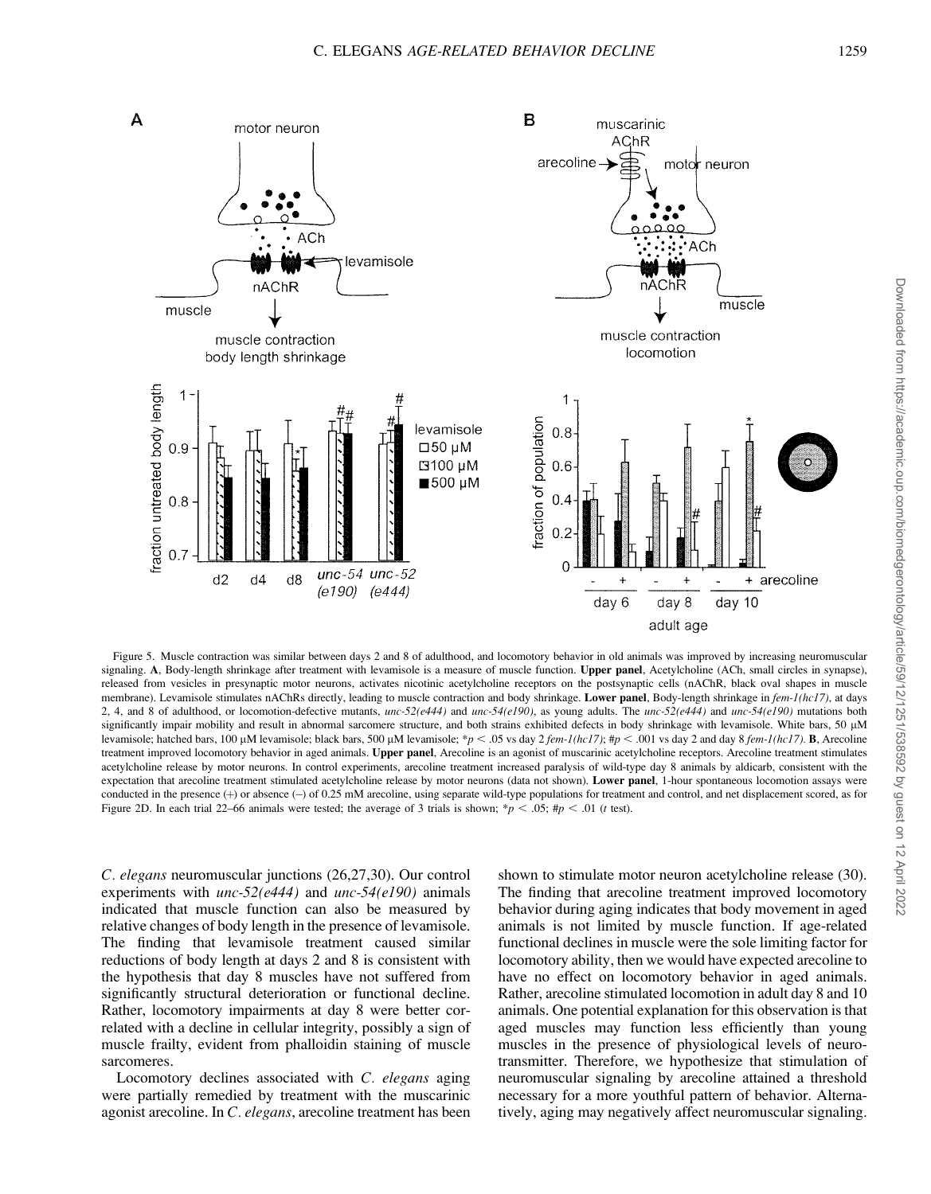Figure 5. Muscle contraction was similar between days 2 and 8 of adulthood, and locomotory behavior in old animals was improved by increasing neuromuscular signaling. **A**, Body-length shrinkage after treatment with levamisole is a measure of muscle function. **Upper panel**, Acetylcholine (ACh, small circles in synapse), released from vesicles in presynaptic motor neurons, activates nicotinic acetylcholine receptors on the postsynaptic cells (nAChR, black oval shapes in muscle membrane). Levamisole stimulates nAChRs directly, leading to muscle contraction and body shrinkage. **Lower panel**, Body-length shrinkage in *fem-1(hc17)*, at days 2, 4, and 8 of adulthood, or locomotion-defective mutants, *unc-52(e444)* and *unc-54(e190)*, as young adults. The *unc-52(e444)* and *unc-54(e190)* mutations both significantly impair mobility and result in abnormal sarcomere structure, and both strains exhibited defects in body shrinkage with levamisole. White bars, 50 μM levamisole; hatched bars, 100 μM levamisole; black bars, 500 μM levamisole; *$p < .05$ vs day 2 *fem-1(hc17)*; #$p < .001$ vs day 2 and day 8 *fem-1(hc17)*. **B**, Arecoline treatment improved locomotory behavior in aged animals. **Upper panel**, Arecoline is an agonist of muscarinic acetylcholine receptors. Arecoline treatment stimulates acetylcholine release by motor neurons. In control experiments, arecoline treatment increased paralysis of wild-type day 8 animals by aldicarb, consistent with the expectation that arecoline treatment stimulated acetylcholine release by motor neurons (data not shown). **Lower panel**, 1-hour spontaneous locomotion assays were conducted in the presence (+) or absence (–) of 0.25 mM arecoline, using separate wild-type populations for treatment and control, and net displacement scored, as for Figure 2D. In each trial 22–66 animals were tested; the average of 3 trials is shown; *$p < .05$; #$p < .01$ (*t* test).

*C. elegans* neuromuscular junctions (26,27,30). Our control experiments with *unc-52(e444)* and *unc-54(e190)* animals indicated that muscle function can also be measured by relative changes of body length in the presence of levamisole. The finding that levamisole treatment caused similar reductions of body length at days 2 and 8 is consistent with the hypothesis that day 8 muscles have not suffered from significantly structural deterioration or functional decline. Rather, locomotory impairments at day 8 were better correlated with a decline in cellular integrity, possibly a sign of muscle frailty, evident from phalloidin staining of muscle sarcomeres.

Locomotory declines associated with *C. elegans* aging were partially remedied by treatment with the muscarinic agonist arecoline. In *C. elegans*, arecoline treatment has been shown to stimulate motor neuron acetylcholine release (30). The finding that arecoline treatment improved locomotory behavior during aging indicates that body movement in aged animals is not limited by muscle function. If age-related functional declines in muscle were the sole limiting factor for locomotory ability, then we would have expected arecoline to have no effect on locomotory behavior in aged animals. Rather, arecoline stimulated locomotion in adult day 8 and 10 animals. One potential explanation for this observation is that aged muscles may function less efficiently than young muscles in the presence of physiological levels of neurotransmitter. Therefore, we hypothesize that stimulation of neuromuscular signaling by arecoline attained a threshold necessary for a more youthful pattern of behavior. Alternatively, aging may negatively affect neuromuscular signaling.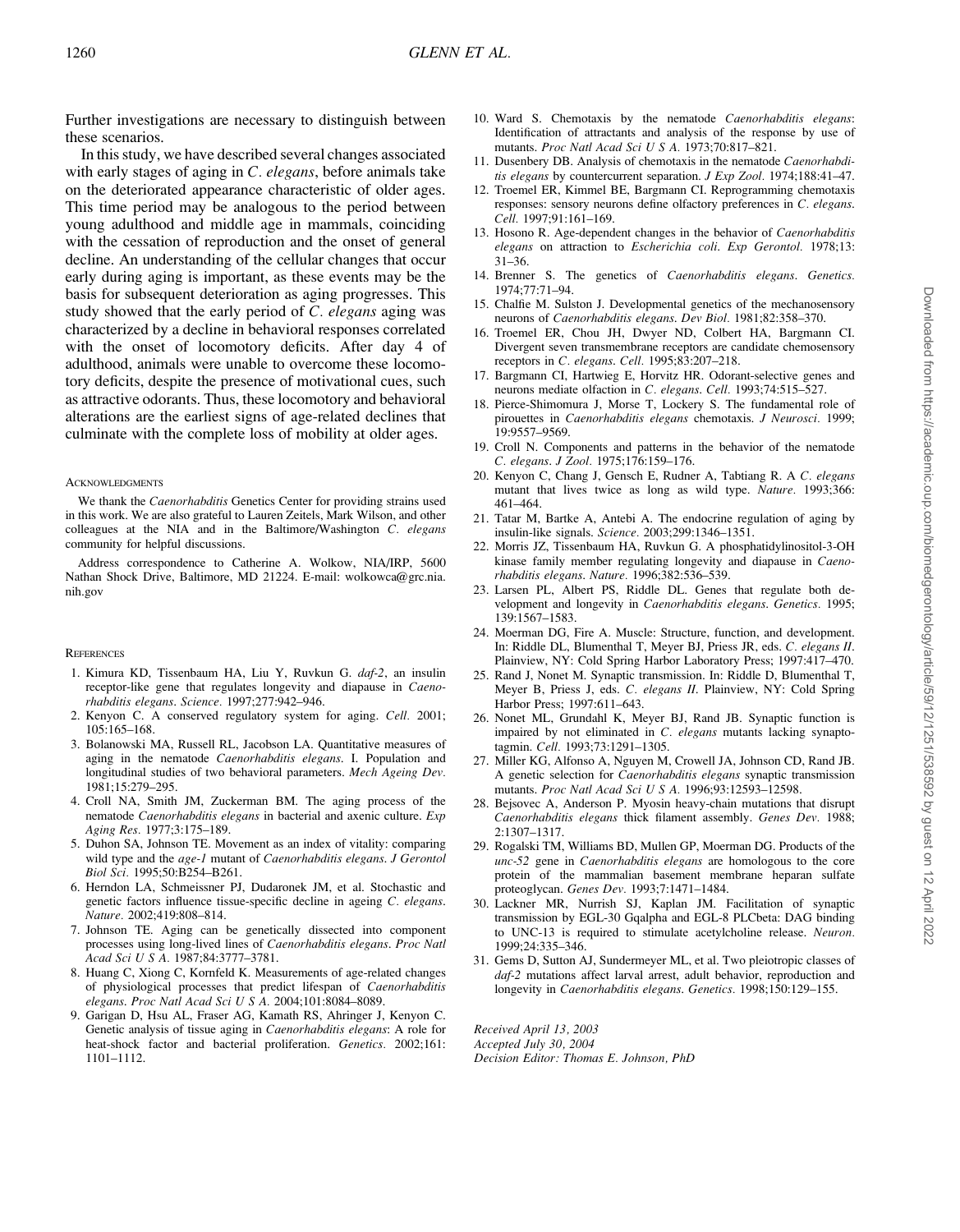Further investigations are necessary to distinguish between these scenarios.

In this study, we have described several changes associated with early stages of aging in *C. elegans*, before animals take on the deteriorated appearance characteristic of older ages. This time period may be analogous to the period between young adulthood and middle age in mammals, coinciding with the cessation of reproduction and the onset of general decline. An understanding of the cellular changes that occur early during aging is important, as these events may be the basis for subsequent deterioration as aging progresses. This study showed that the early period of *C. elegans* aging was characterized by a decline in behavioral responses correlated with the onset of locomotory deficits. After day 4 of adulthood, animals were unable to overcome these locomotory deficits, despite the presence of motivational cues, such as attractive odorants. Thus, these locomotory and behavioral alterations are the earliest signs of age-related declines that culminate with the complete loss of mobility at older ages.

## Acknowledgments

We thank the *Caenorhabditis* Genetics Center for providing strains used in this work. We are also grateful to Lauren Zeitels, Mark Wilson, and other colleagues at the NIA and in the Baltimore/Washington *C. elegans* community for helpful discussions.

Address correspondence to Catherine A. Wolkow, NIA/IRP, 5600 Nathan Shock Drive, Baltimore, MD 21224. E-mail: wolkowca@grc.nia.nih.gov

## References

1. Kimura KD, Tissenbaum HA, Liu Y, Ruvkun G. *daf-2*, an insulin receptor-like gene that regulates longevity and diapause in *Caenorhabditis elegans*. *Science.* 1997;277:942–946.
2. Kenyon C. A conserved regulatory system for aging. *Cell.* 2001; 105:165–168.
3. Bolanowski MA, Russell RL, Jacobson LA. Quantitative measures of aging in the nematode *Caenorhabditis elegans*. I. Population and longitudinal studies of two behavioral parameters. *Mech Ageing Dev.* 1981;15:279–295.
4. Croll NA, Smith JM, Zuckerman BM. The aging process of the nematode *Caenorhabditis elegans* in bacterial and axenic culture. *Exp Aging Res.* 1977;3:175–189.
5. Duhon SA, Johnson TE. Movement as an index of vitality: comparing wild type and the *age-1* mutant of *Caenorhabditis elegans*. *J Gerontol Biol Sci.* 1995;50:B254–B261.
6. Herndon LA, Schmeissner PJ, Dudaronek JM, et al. Stochastic and genetic factors influence tissue-specific decline in ageing *C. elegans*. *Nature.* 2002;419:808–814.
7. Johnson TE. Aging can be genetically dissected into component processes using long-lived lines of *Caenorhabditis elegans*. *Proc Natl Acad Sci U S A.* 1987;84:3777–3781.
8. Huang C, Xiong C, Kornfeld K. Measurements of age-related changes of physiological processes that predict lifespan of *Caenorhabditis elegans*. *Proc Natl Acad Sci U S A.* 2004;101:8084–8089.
9. Garigan D, Hsu AL, Fraser AG, Kamath RS, Ahringer J, Kenyon C. Genetic analysis of tissue aging in *Caenorhabditis elegans*: A role for heat-shock factor and bacterial proliferation. *Genetics.* 2002;161: 1101–1112.
10. Ward S. Chemotaxis by the nematode *Caenorhabditis elegans*: Identification of attractants and analysis of the response by use of mutants. *Proc Natl Acad Sci U S A.* 1973;70:817–821.
11. Dusenbery DB. Analysis of chemotaxis in the nematode *Caenorhabditis elegans* by countercurrent separation. *J Exp Zool.* 1974;188:41–47.
12. Troemel ER, Kimmel BE, Bargmann CI. Reprogramming chemotaxis responses: sensory neurons define olfactory preferences in *C. elegans*. *Cell.* 1997;91:161–169.
13. Hosono R. Age-dependent changes in the behavior of *Caenorhabditis elegans* on attraction to *Escherichia coli*. *Exp Gerontol.* 1978;13: 31–36.
14. Brenner S. The genetics of *Caenorhabditis elegans*. *Genetics.* 1974;77:71–94.
15. Chalfie M. Sulston J. Developmental genetics of the mechanosensory neurons of *Caenorhabditis elegans*. *Dev Biol.* 1981;82:358–370.
16. Troemel ER, Chou JH, Dwyer ND, Colbert HA, Bargmann CI. Divergent seven transmembrane receptors are candidate chemosensory receptors in *C. elegans*. *Cell.* 1995;83:207–218.
17. Bargmann CI, Hartwieg E, Horvitz HR. Odorant-selective genes and neurons mediate olfaction in *C. elegans*. *Cell.* 1993;74:515–527.
18. Pierce-Shimomura J, Morse T, Lockery S. The fundamental role of pirouettes in *Caenorhabditis elegans* chemotaxis. *J Neurosci.* 1999; 19:9557–9569.
19. Croll N. Components and patterns in the behavior of the nematode *C. elegans*. *J Zool.* 1975;176:159–176.
20. Kenyon C, Chang J, Gensch E, Rudner A, Tabtiang R. A *C. elegans* mutant that lives twice as long as wild type. *Nature.* 1993;366: 461–464.
21. Tatar M, Bartke A, Antebi A. The endocrine regulation of aging by insulin-like signals. *Science.* 2003;299:1346–1351.
22. Morris JZ, Tissenbaum HA, Ruvkun G. A phosphatidylinositol-3-OH kinase family member regulating longevity and diapause in *Caenorhabditis elegans*. *Nature.* 1996;382:536–539.
23. Larsen PL, Albert PS, Riddle DL. Genes that regulate both development and longevity in *Caenorhabditis elegans*. *Genetics.* 1995; 139:1567–1583.
24. Moerman DG, Fire A. Muscle: Structure, function, and development. In: Riddle DL, Blumenthal T, Meyer BJ, Priess JR, eds. *C. elegans II*. Plainview, NY: Cold Spring Harbor Laboratory Press; 1997:417–470.
25. Rand J, Nonet M. Synaptic transmission. In: Riddle D, Blumenthal T, Meyer B, Priess J, eds. *C. elegans II*. Plainview, NY: Cold Spring Harbor Press; 1997:611–643.
26. Nonet ML, Grundahl K, Meyer BJ, Rand JB. Synaptic function is impaired by not eliminated in *C. elegans* mutants lacking synaptotagmin. *Cell.* 1993;73:1291–1305.
27. Miller KG, Alfonso A, Nguyen M, Crowell JA, Johnson CD, Rand JB. A genetic selection for *Caenorhabditis elegans* synaptic transmission mutants. *Proc Natl Acad Sci U S A.* 1996;93:12593–12598.
28. Bejsovec A, Anderson P. Myosin heavy-chain mutations that disrupt *Caenorhabditis elegans* thick filament assembly. *Genes Dev.* 1988; 2:1307–1317.
29. Rogalski TM, Williams BD, Mullen GP, Moerman DG. Products of the *unc-52* gene in *Caenorhabditis elegans* are homologous to the core protein of the mammalian basement membrane heparan sulfate proteoglycan. *Genes Dev.* 1993;7:1471–1484.
30. Lackner MR, Nurrish SJ, Kaplan JM. Facilitation of synaptic transmission by EGL-30 Gqalpha and EGL-8 PLCbeta: DAG binding to UNC-13 is required to stimulate acetylcholine release. *Neuron.* 1999;24:335–346.
31. Gems D, Sutton AJ, Sundermeyer ML, et al. Two pleiotropic classes of *daf-2* mutations affect larval arrest, adult behavior, reproduction and longevity in *Caenorhabditis elegans*. *Genetics.* 1998;150:129–155.

*Received April 13, 2003*
*Accepted July 30, 2004*
*Decision Editor: Thomas E. Johnson, PhD*